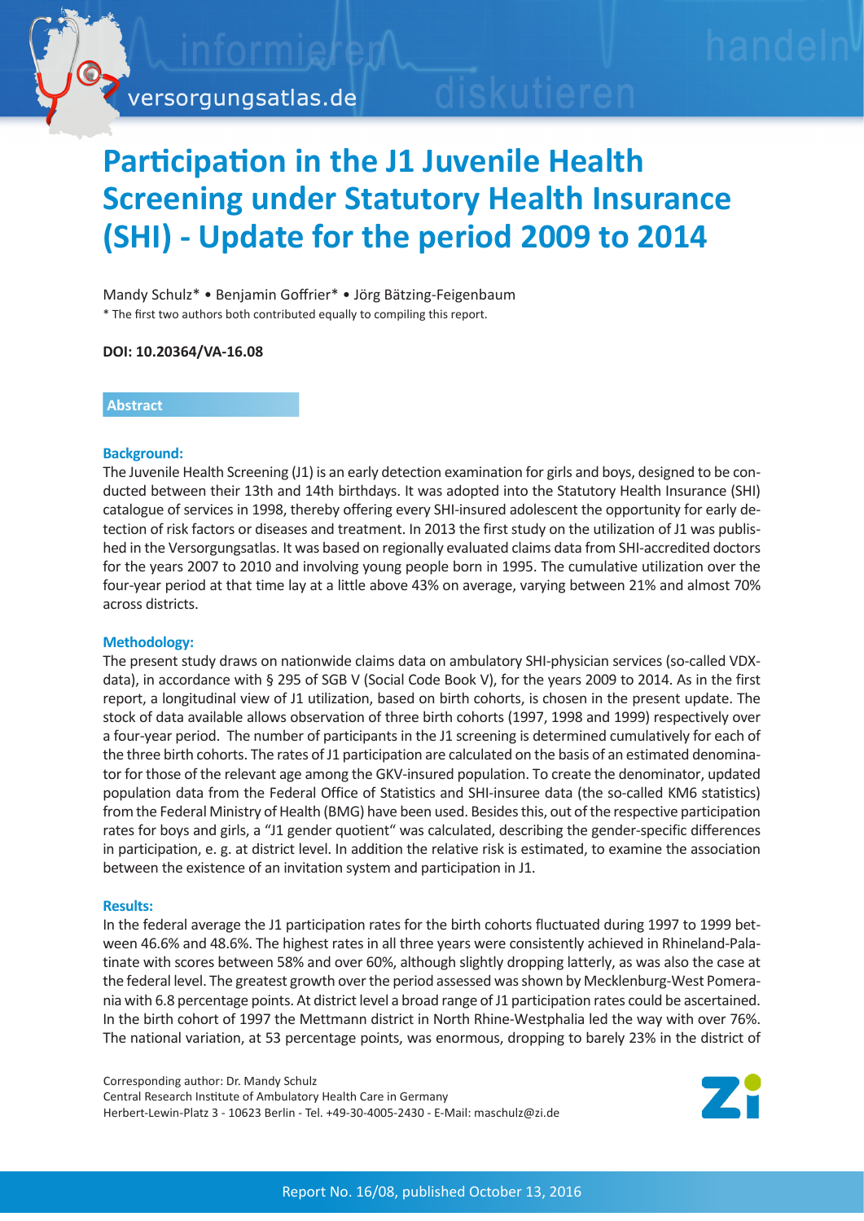# Participation in the J1 Juvenile Health Screening under Statutory Health Insurance (SHI) - Update for the period 2009 to 2014

Mandy Schulz* • Benjamin Goffrier* • Jörg Bätzing-Feigenbaum

* The first two authors both contributed equally to compiling this report.

**DOI: 10.20364/VA-16.08**

## Abstract

### Background:

The Juvenile Health Screening (J1) is an early detection examination for girls and boys, designed to be conducted between their 13th and 14th birthdays. It was adopted into the Statutory Health Insurance (SHI) catalogue of services in 1998, thereby offering every SHI-insured adolescent the opportunity for early detection of risk factors or diseases and treatment. In 2013 the first study on the utilization of J1 was published in the Versorgungsatlas. It was based on regionally evaluated claims data from SHI-accredited doctors for the years 2007 to 2010 and involving young people born in 1995. The cumulative utilization over the four-year period at that time lay at a little above 43% on average, varying between 21% and almost 70% across districts.

### Methodology:

The present study draws on nationwide claims data on ambulatory SHI-physician services (so-called VDX-data), in accordance with § 295 of SGB V (Social Code Book V), for the years 2009 to 2014. As in the first report, a longitudinal view of J1 utilization, based on birth cohorts, is chosen in the present update. The stock of data available allows observation of three birth cohorts (1997, 1998 and 1999) respectively over a four-year period. The number of participants in the J1 screening is determined cumulatively for each of the three birth cohorts. The rates of J1 participation are calculated on the basis of an estimated denominator for those of the relevant age among the GKV-insured population. To create the denominator, updated population data from the Federal Office of Statistics and SHI-insuree data (the so-called KM6 statistics) from the Federal Ministry of Health (BMG) have been used. Besides this, out of the respective participation rates for boys and girls, a "J1 gender quotient" was calculated, describing the gender-specific differences in participation, e. g. at district level. In addition the relative risk is estimated, to examine the association between the existence of an invitation system and participation in J1.

### Results:

In the federal average the J1 participation rates for the birth cohorts fluctuated during 1997 to 1999 between 46.6% and 48.6%. The highest rates in all three years were consistently achieved in Rhineland-Palatinate with scores between 58% and over 60%, although slightly dropping latterly, as was also the case at the federal level. The greatest growth over the period assessed was shown by Mecklenburg-West Pomerania with 6.8 percentage points. At district level a broad range of J1 participation rates could be ascertained. In the birth cohort of 1997 the Mettmann district in North Rhine-Westphalia led the way with over 76%. The national variation, at 53 percentage points, was enormous, dropping to barely 23% in the district of

Corresponding author: Dr. Mandy Schulz
Central Research Institute of Ambulatory Health Care in Germany
Herbert-Lewin-Platz 3 - 10623 Berlin - Tel. +49-30-4005-2430 - E-Mail: maschulz@zi.de

Report No. 16/08, published October 13, 2016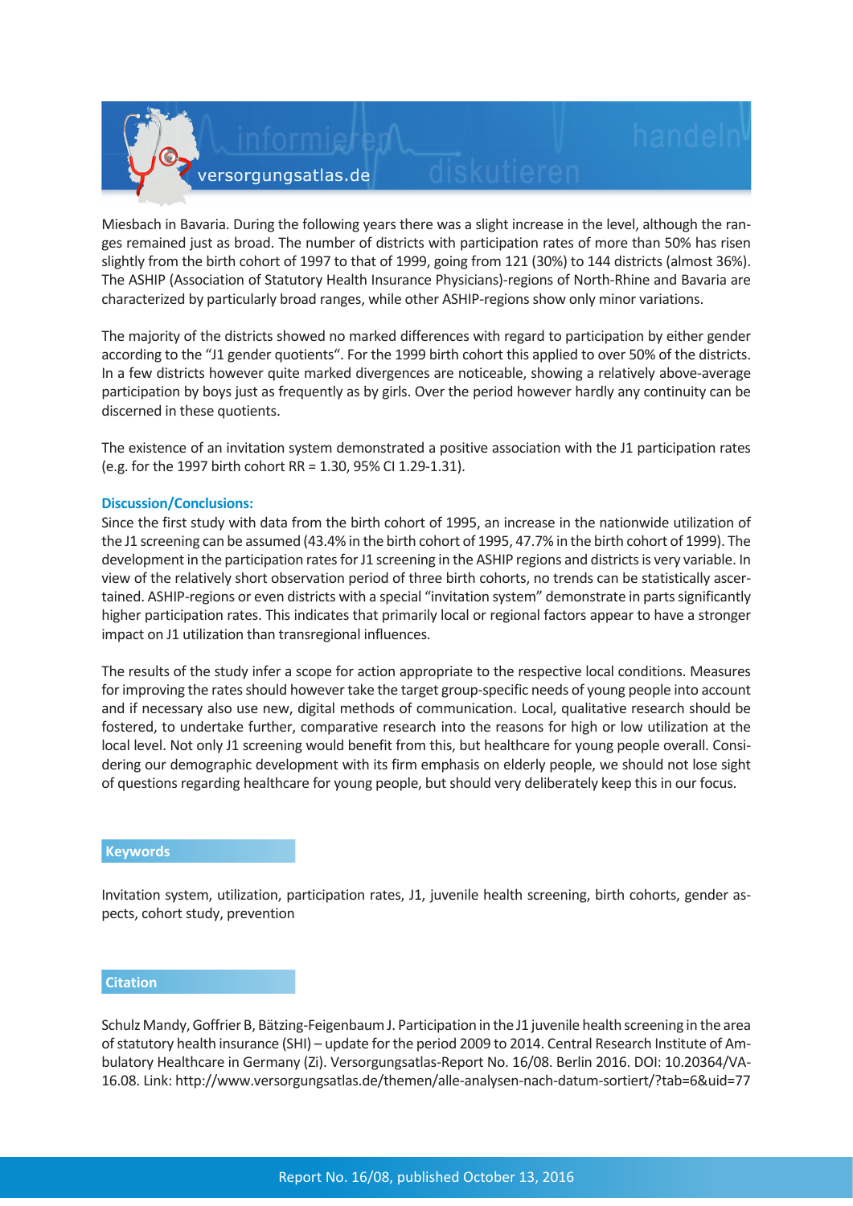Miesbach in Bavaria. During the following years there was a slight increase in the level, although the ranges remained just as broad. The number of districts with participation rates of more than 50% has risen slightly from the birth cohort of 1997 to that of 1999, going from 121 (30%) to 144 districts (almost 36%). The ASHIP (Association of Statutory Health Insurance Physicians)-regions of North-Rhine and Bavaria are characterized by particularly broad ranges, while other ASHIP-regions show only minor variations.

The majority of the districts showed no marked differences with regard to participation by either gender according to the "J1 gender quotients". For the 1999 birth cohort this applied to over 50% of the districts. In a few districts however quite marked divergences are noticeable, showing a relatively above-average participation by boys just as frequently as by girls. Over the period however hardly any continuity can be discerned in these quotients.

The existence of an invitation system demonstrated a positive association with the J1 participation rates (e.g. for the 1997 birth cohort RR = 1.30, 95% CI 1.29-1.31).

**Discussion/Conclusions:**

Since the first study with data from the birth cohort of 1995, an increase in the nationwide utilization of the J1 screening can be assumed (43.4% in the birth cohort of 1995, 47.7% in the birth cohort of 1999). The development in the participation rates for J1 screening in the ASHIP regions and districts is very variable. In view of the relatively short observation period of three birth cohorts, no trends can be statistically ascertained. ASHIP-regions or even districts with a special "invitation system" demonstrate in parts significantly higher participation rates. This indicates that primarily local or regional factors appear to have a stronger impact on J1 utilization than transregional influences.

The results of the study infer a scope for action appropriate to the respective local conditions. Measures for improving the rates should however take the target group-specific needs of young people into account and if necessary also use new, digital methods of communication. Local, qualitative research should be fostered, to undertake further, comparative research into the reasons for high or low utilization at the local level. Not only J1 screening would benefit from this, but healthcare for young people overall. Considering our demographic development with its firm emphasis on elderly people, we should not lose sight of questions regarding healthcare for young people, but should very deliberately keep this in our focus.

## Keywords

Invitation system, utilization, participation rates, J1, juvenile health screening, birth cohorts, gender aspects, cohort study, prevention

## Citation

Schulz Mandy, Goffrier B, Bätzing-Feigenbaum J. Participation in the J1 juvenile health screening in the area of statutory health insurance (SHI) – update for the period 2009 to 2014. Central Research Institute of Ambulatory Healthcare in Germany (Zi). Versorgungsatlas-Report No. 16/08. Berlin 2016. DOI: 10.20364/VA-16.08. Link: http://www.versorgungsatlas.de/themen/alle-analysen-nach-datum-sortiert/?tab=6&uid=77